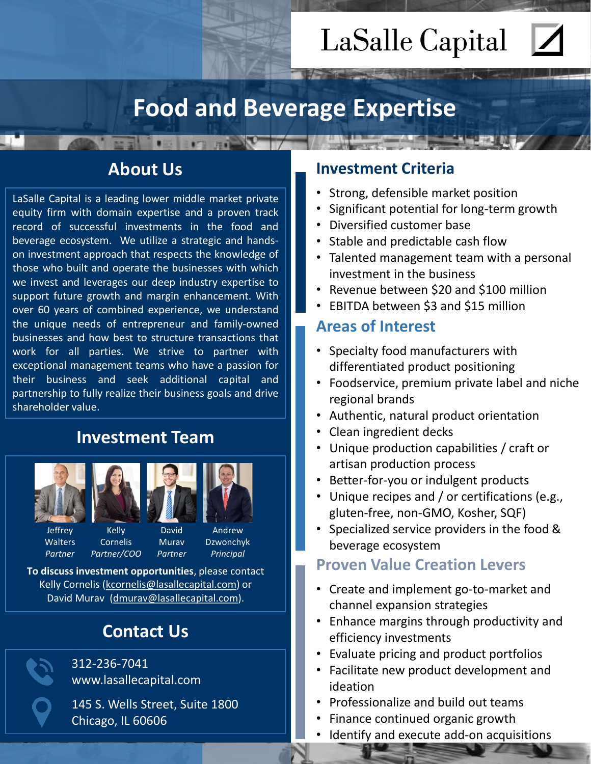# LaSalle Capital

# Food and Beverage Expertise

## About Us

LaSalle Capital is a leading lower middle market private equity firm with domain expertise and a proven track record of successful investments in the food and beverage ecosystem. We utilize a strategic and hands-on investment approach that respects the knowledge of those who built and operate the businesses with which we invest and leverages our deep industry expertise to support future growth and margin enhancement. With over 60 years of combined experience, we understand the unique needs of entrepreneur and family-owned businesses and how best to structure transactions that work for all parties. We strive to partner with exceptional management teams who have a passion for their business and seek additional capital and partnership to fully realize their business goals and drive shareholder value.

## Investment Team

Jeffrey Walters
*Partner*

Kelly Cornelis
*Partner/COO*

David Murav
*Partner*

Andrew Dzwonchyk
*Principal*

**To discuss investment opportunities**, please contact Kelly Cornelis (kcornelis@lasallecapital.com) or David Murav (dmurav@lasallecapital.com).

## Contact Us

312-236-7041
www.lasallecapital.com

145 S. Wells Street, Suite 1800
Chicago, IL 60606

## Investment Criteria

- Strong, defensible market position
- Significant potential for long-term growth
- Diversified customer base
- Stable and predictable cash flow
- Talented management team with a personal investment in the business
- Revenue between $20 and $100 million
- EBITDA between $3 and $15 million

## Areas of Interest

- Specialty food manufacturers with differentiated product positioning
- Foodservice, premium private label and niche regional brands
- Authentic, natural product orientation
- Clean ingredient decks
- Unique production capabilities / craft or artisan production process
- Better-for-you or indulgent products
- Unique recipes and / or certifications (e.g., gluten-free, non-GMO, Kosher, SQF)
- Specialized service providers in the food & beverage ecosystem

## Proven Value Creation Levers

- Create and implement go-to-market and channel expansion strategies
- Enhance margins through productivity and efficiency investments
- Evaluate pricing and product portfolios
- Facilitate new product development and ideation
- Professionalize and build out teams
- Finance continued organic growth
- Identify and execute add-on acquisitions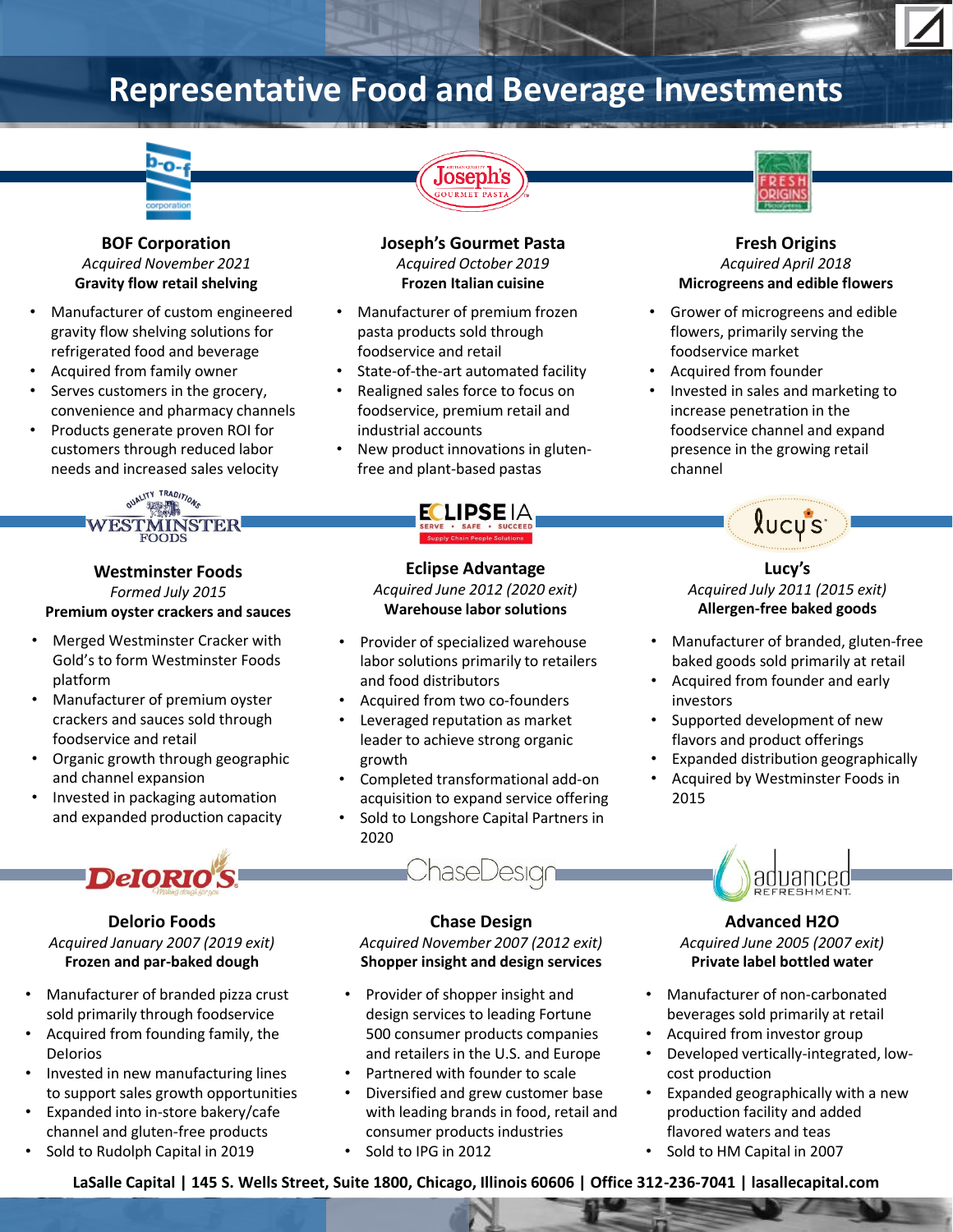# Representative Food and Beverage Investments

### BOF Corporation

*Acquired November 2021*

**Gravity flow retail shelving**

- Manufacturer of custom engineered gravity flow shelving solutions for refrigerated food and beverage
- Acquired from family owner
- Serves customers in the grocery, convenience and pharmacy channels
- Products generate proven ROI for customers through reduced labor needs and increased sales velocity

### Joseph's Gourmet Pasta

*Acquired October 2019*

**Frozen Italian cuisine**

- Manufacturer of premium frozen pasta products sold through foodservice and retail
- State-of-the-art automated facility
- Realigned sales force to focus on foodservice, premium retail and industrial accounts
- New product innovations in gluten-free and plant-based pastas

### Fresh Origins

*Acquired April 2018*

**Microgreens and edible flowers**

- Grower of microgreens and edible flowers, primarily serving the foodservice market
- Acquired from founder
- Invested in sales and marketing to increase penetration in the foodservice channel and expand presence in the growing retail channel

### Westminster Foods

*Formed July 2015*

**Premium oyster crackers and sauces**

- Merged Westminster Cracker with Gold's to form Westminster Foods platform
- Manufacturer of premium oyster crackers and sauces sold through foodservice and retail
- Organic growth through geographic and channel expansion
- Invested in packaging automation and expanded production capacity

### Eclipse Advantage

*Acquired June 2012 (2020 exit)*

**Warehouse labor solutions**

- Provider of specialized warehouse labor solutions primarily to retailers and food distributors
- Acquired from two co-founders
- Leveraged reputation as market leader to achieve strong organic growth
- Completed transformational add-on acquisition to expand service offering
- Sold to Longshore Capital Partners in 2020

### Lucy's

*Acquired July 2011 (2015 exit)*

**Allergen-free baked goods**

- Manufacturer of branded, gluten-free baked goods sold primarily at retail
- Acquired from founder and early investors
- Supported development of new flavors and product offerings
- Expanded distribution geographically
- Acquired by Westminster Foods in 2015

### Delorio Foods

*Acquired January 2007 (2019 exit)*

**Frozen and par-baked dough**

- Manufacturer of branded pizza crust sold primarily through foodservice
- Acquired from founding family, the Delorios
- Invested in new manufacturing lines to support sales growth opportunities
- Expanded into in-store bakery/cafe channel and gluten-free products
- Sold to Rudolph Capital in 2019

### Chase Design

*Acquired November 2007 (2012 exit)*

**Shopper insight and design services**

- Provider of shopper insight and design services to leading Fortune 500 consumer products companies and retailers in the U.S. and Europe
- Partnered with founder to scale
- Diversified and grew customer base with leading brands in food, retail and consumer products industries
- Sold to IPG in 2012

### Advanced H2O

*Acquired June 2005 (2007 exit)*

**Private label bottled water**

- Manufacturer of non-carbonated beverages sold primarily at retail
- Acquired from investor group
- Developed vertically-integrated, low-cost production
- Expanded geographically with a new production facility and added flavored waters and teas
- Sold to HM Capital in 2007

**LaSalle Capital | 145 S. Wells Street, Suite 1800, Chicago, Illinois 60606 | Office 312-236-7041 | lasallecapital.com**